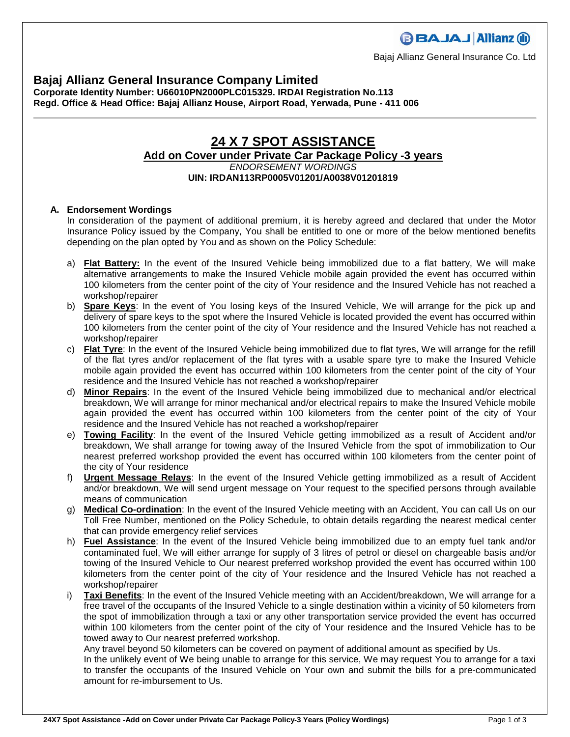Bajaj Allianz General Insurance Co. Ltd

# Bajaj Allianz General Insurance Company Limited

**Corporate Identity Number: U66010PN2000PLC015329. IRDAI Registration No.113**
**Regd. Office & Head Office: Bajaj Allianz House, Airport Road, Yerwada, Pune - 411 006**

---

## 24 X 7 SPOT ASSISTANCE

### Add on Cover under Private Car Package Policy -3 years

*ENDORSEMENT WORDINGS*

**UIN: IRDAN113RP0005V01201/A0038V01201819**

### A. Endorsement Wordings

In consideration of the payment of additional premium, it is hereby agreed and declared that under the Motor Insurance Policy issued by the Company, You shall be entitled to one or more of the below mentioned benefits depending on the plan opted by You and as shown on the Policy Schedule:

a) **Flat Battery:** In the event of the Insured Vehicle being immobilized due to a flat battery, We will make alternative arrangements to make the Insured Vehicle mobile again provided the event has occurred within 100 kilometers from the center point of the city of Your residence and the Insured Vehicle has not reached a workshop/repairer

b) **Spare Keys**: In the event of You losing keys of the Insured Vehicle, We will arrange for the pick up and delivery of spare keys to the spot where the Insured Vehicle is located provided the event has occurred within 100 kilometers from the center point of the city of Your residence and the Insured Vehicle has not reached a workshop/repairer

c) **Flat Tyre**: In the event of the Insured Vehicle being immobilized due to flat tyres, We will arrange for the refill of the flat tyres and/or replacement of the flat tyres with a usable spare tyre to make the Insured Vehicle mobile again provided the event has occurred within 100 kilometers from the center point of the city of Your residence and the Insured Vehicle has not reached a workshop/repairer

d) **Minor Repairs**: In the event of the Insured Vehicle being immobilized due to mechanical and/or electrical breakdown, We will arrange for minor mechanical and/or electrical repairs to make the Insured Vehicle mobile again provided the event has occurred within 100 kilometers from the center point of the city of Your residence and the Insured Vehicle has not reached a workshop/repairer

e) **Towing Facility**: In the event of the Insured Vehicle getting immobilized as a result of Accident and/or breakdown, We shall arrange for towing away of the Insured Vehicle from the spot of immobilization to Our nearest preferred workshop provided the event has occurred within 100 kilometers from the center point of the city of Your residence

f) **Urgent Message Relays**: In the event of the Insured Vehicle getting immobilized as a result of Accident and/or breakdown, We will send urgent message on Your request to the specified persons through available means of communication

g) **Medical Co-ordination**: In the event of the Insured Vehicle meeting with an Accident, You can call Us on our Toll Free Number, mentioned on the Policy Schedule, to obtain details regarding the nearest medical center that can provide emergency relief services

h) **Fuel Assistance**: In the event of the Insured Vehicle being immobilized due to an empty fuel tank and/or contaminated fuel, We will either arrange for supply of 3 litres of petrol or diesel on chargeable basis and/or towing of the Insured Vehicle to Our nearest preferred workshop provided the event has occurred within 100 kilometers from the center point of the city of Your residence and the Insured Vehicle has not reached a workshop/repairer

i) **Taxi Benefits**: In the event of the Insured Vehicle meeting with an Accident/breakdown, We will arrange for a free travel of the occupants of the Insured Vehicle to a single destination within a vicinity of 50 kilometers from the spot of immobilization through a taxi or any other transportation service provided the event has occurred within 100 kilometers from the center point of the city of Your residence and the Insured Vehicle has to be towed away to Our nearest preferred workshop.
Any travel beyond 50 kilometers can be covered on payment of additional amount as specified by Us.
In the unlikely event of We being unable to arrange for this service, We may request You to arrange for a taxi to transfer the occupants of the Insured Vehicle on Your own and submit the bills for a pre-communicated amount for re-imbursement to Us.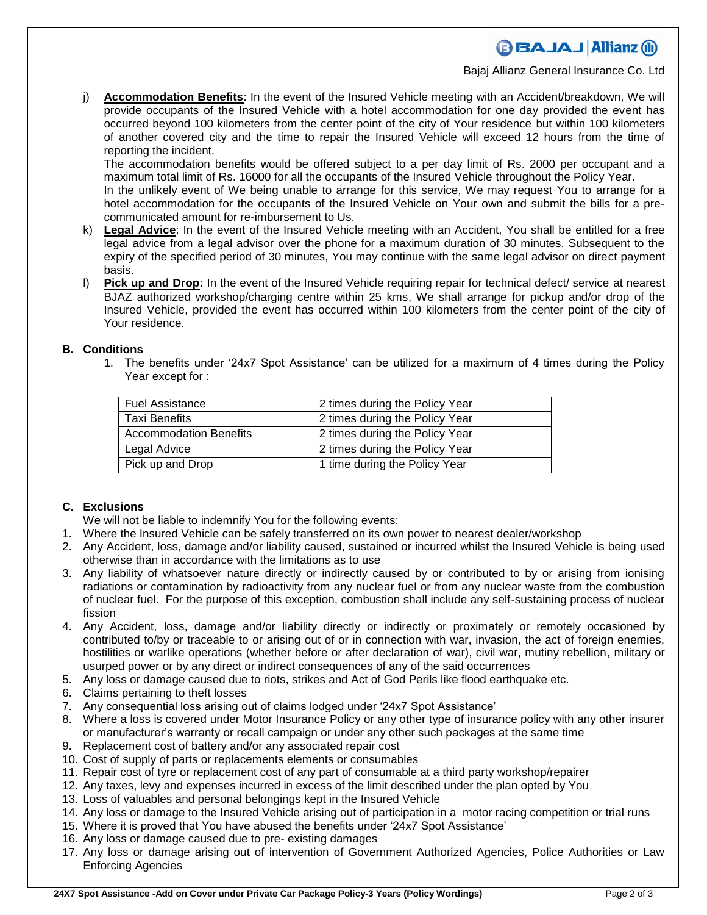j) **Accommodation Benefits**: In the event of the Insured Vehicle meeting with an Accident/breakdown, We will provide occupants of the Insured Vehicle with a hotel accommodation for one day provided the event has occurred beyond 100 kilometers from the center point of the city of Your residence but within 100 kilometers of another covered city and the time to repair the Insured Vehicle will exceed 12 hours from the time of reporting the incident.
The accommodation benefits would be offered subject to a per day limit of Rs. 2000 per occupant and a maximum total limit of Rs. 16000 for all the occupants of the Insured Vehicle throughout the Policy Year.
In the unlikely event of We being unable to arrange for this service, We may request You to arrange for a hotel accommodation for the occupants of the Insured Vehicle on Your own and submit the bills for a pre-communicated amount for re-imbursement to Us.

k) **Legal Advice**: In the event of the Insured Vehicle meeting with an Accident, You shall be entitled for a free legal advice from a legal advisor over the phone for a maximum duration of 30 minutes. Subsequent to the expiry of the specified period of 30 minutes, You may continue with the same legal advisor on direct payment basis.

l) **Pick up and Drop:** In the event of the Insured Vehicle requiring repair for technical defect/ service at nearest BJAZ authorized workshop/charging centre within 25 kms, We shall arrange for pickup and/or drop of the Insured Vehicle, provided the event has occurred within 100 kilometers from the center point of the city of Your residence.

## B. Conditions

1. The benefits under '24x7 Spot Assistance' can be utilized for a maximum of 4 times during the Policy Year except for :

| Fuel Assistance | 2 times during the Policy Year |
|---|---|
| Taxi Benefits | 2 times during the Policy Year |
| Accommodation Benefits | 2 times during the Policy Year |
| Legal Advice | 2 times during the Policy Year |
| Pick up and Drop | 1 time during the Policy Year |

## C. Exclusions

We will not be liable to indemnify You for the following events:

1. Where the Insured Vehicle can be safely transferred on its own power to nearest dealer/workshop
2. Any Accident, loss, damage and/or liability caused, sustained or incurred whilst the Insured Vehicle is being used otherwise than in accordance with the limitations as to use
3. Any liability of whatsoever nature directly or indirectly caused by or contributed to by or arising from ionising radiations or contamination by radioactivity from any nuclear fuel or from any nuclear waste from the combustion of nuclear fuel. For the purpose of this exception, combustion shall include any self-sustaining process of nuclear fission
4. Any Accident, loss, damage and/or liability directly or indirectly or proximately or remotely occasioned by contributed to/by or traceable to or arising out of or in connection with war, invasion, the act of foreign enemies, hostilities or warlike operations (whether before or after declaration of war), civil war, mutiny rebellion, military or usurped power or by any direct or indirect consequences of any of the said occurrences
5. Any loss or damage caused due to riots, strikes and Act of God Perils like flood earthquake etc.
6. Claims pertaining to theft losses
7. Any consequential loss arising out of claims lodged under '24x7 Spot Assistance'
8. Where a loss is covered under Motor Insurance Policy or any other type of insurance policy with any other insurer or manufacturer's warranty or recall campaign or under any other such packages at the same time
9. Replacement cost of battery and/or any associated repair cost
10. Cost of supply of parts or replacements elements or consumables
11. Repair cost of tyre or replacement cost of any part of consumable at a third party workshop/repairer
12. Any taxes, levy and expenses incurred in excess of the limit described under the plan opted by You
13. Loss of valuables and personal belongings kept in the Insured Vehicle
14. Any loss or damage to the Insured Vehicle arising out of participation in a motor racing competition or trial runs
15. Where it is proved that You have abused the benefits under '24x7 Spot Assistance'
16. Any loss or damage caused due to pre- existing damages
17. Any loss or damage arising out of intervention of Government Authorized Agencies, Police Authorities or Law Enforcing Agencies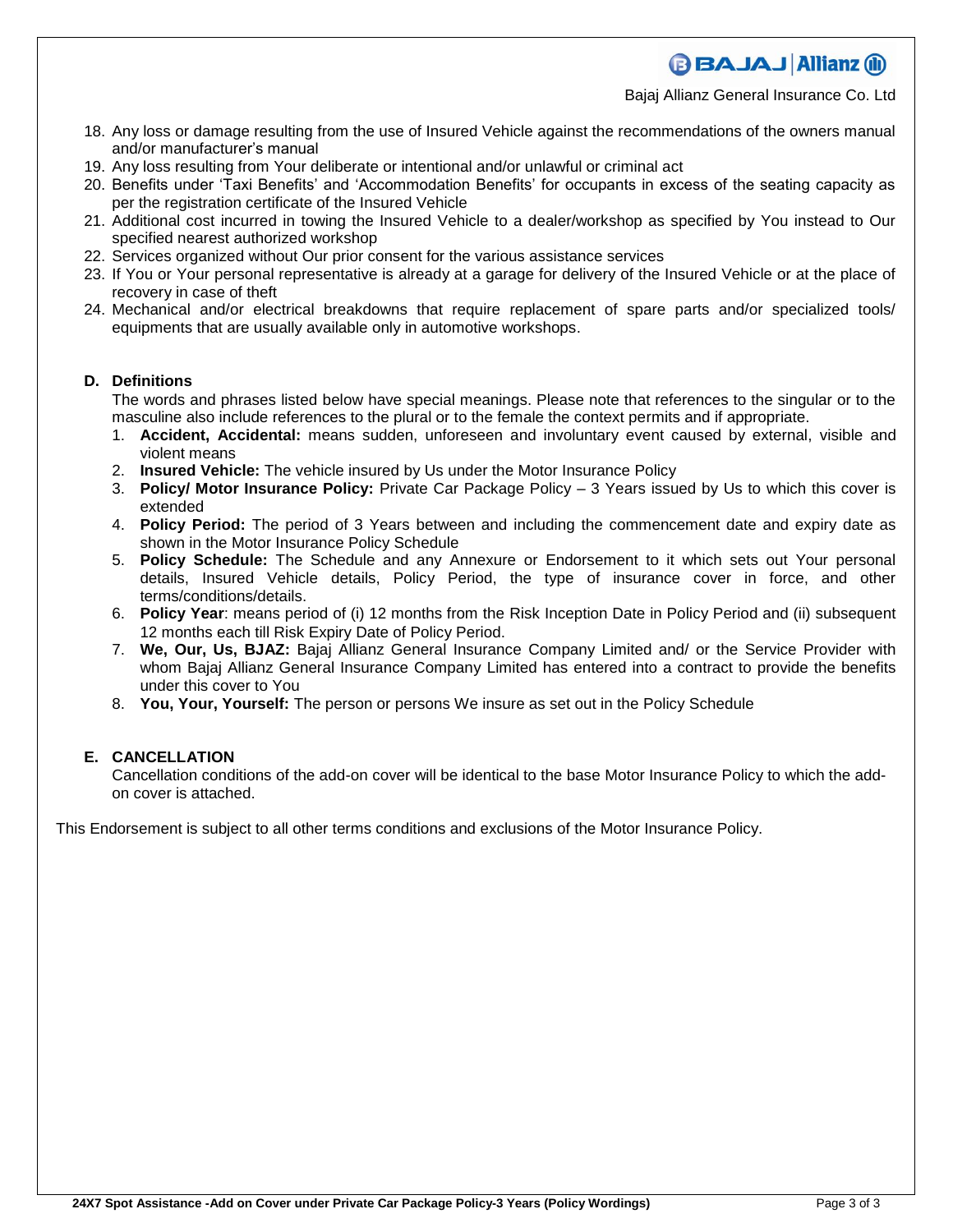18. Any loss or damage resulting from the use of Insured Vehicle against the recommendations of the owners manual and/or manufacturer's manual
19. Any loss resulting from Your deliberate or intentional and/or unlawful or criminal act
20. Benefits under 'Taxi Benefits' and 'Accommodation Benefits' for occupants in excess of the seating capacity as per the registration certificate of the Insured Vehicle
21. Additional cost incurred in towing the Insured Vehicle to a dealer/workshop as specified by You instead to Our specified nearest authorized workshop
22. Services organized without Our prior consent for the various assistance services
23. If You or Your personal representative is already at a garage for delivery of the Insured Vehicle or at the place of recovery in case of theft
24. Mechanical and/or electrical breakdowns that require replacement of spare parts and/or specialized tools/ equipments that are usually available only in automotive workshops.

## D. Definitions

The words and phrases listed below have special meanings. Please note that references to the singular or to the masculine also include references to the plural or to the female the context permits and if appropriate.

1. **Accident, Accidental:** means sudden, unforeseen and involuntary event caused by external, visible and violent means
2. **Insured Vehicle:** The vehicle insured by Us under the Motor Insurance Policy
3. **Policy/ Motor Insurance Policy:** Private Car Package Policy – 3 Years issued by Us to which this cover is extended
4. **Policy Period:** The period of 3 Years between and including the commencement date and expiry date as shown in the Motor Insurance Policy Schedule
5. **Policy Schedule:** The Schedule and any Annexure or Endorsement to it which sets out Your personal details, Insured Vehicle details, Policy Period, the type of insurance cover in force, and other terms/conditions/details.
6. **Policy Year**: means period of (i) 12 months from the Risk Inception Date in Policy Period and (ii) subsequent 12 months each till Risk Expiry Date of Policy Period.
7. **We, Our, Us, BJAZ:** Bajaj Allianz General Insurance Company Limited and/ or the Service Provider with whom Bajaj Allianz General Insurance Company Limited has entered into a contract to provide the benefits under this cover to You
8. **You, Your, Yourself:** The person or persons We insure as set out in the Policy Schedule

## E. CANCELLATION

Cancellation conditions of the add-on cover will be identical to the base Motor Insurance Policy to which the add-on cover is attached.

This Endorsement is subject to all other terms conditions and exclusions of the Motor Insurance Policy.